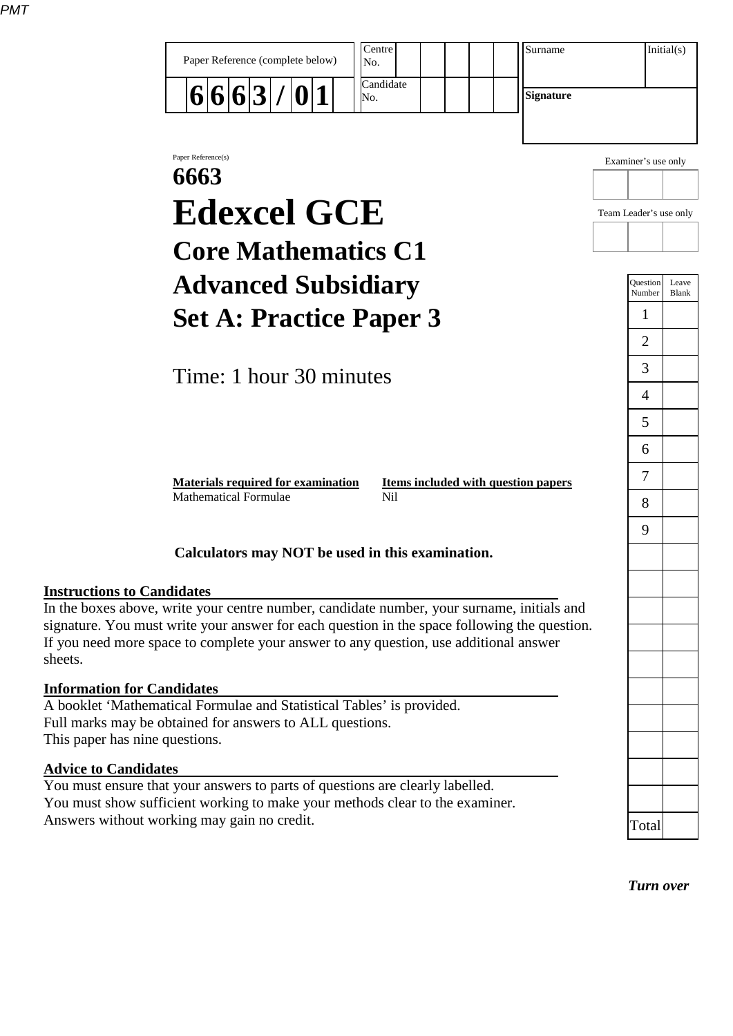| Paper Reference (complete below) | Centre No. | Surname | Initial(s) |
|---|---|---|---|
| 6 6 6 3 / 0 1 | Candidate No. | Signature | |

Paper Reference(s)

# 6663
# Edexcel GCE
## Core Mathematics C1
## Advanced Subsidiary
## Set A: Practice Paper 3

Time: 1 hour 30 minutes

Examiner's use only

Team Leader's use only

| Question Number | Leave Blank |
|---|---|
| 1 | |
| 2 | |
| 3 | |
| 4 | |
| 5 | |
| 6 | |
| 7 | |
| 8 | |
| 9 | |
| Total | |

| **Materials required for examination** | **Items included with question papers** |
|---|---|
| Mathematical Formulae | Nil |

**Calculators may NOT be used in this examination.**

**Instructions to Candidates**

In the boxes above, write your centre number, candidate number, your surname, initials and signature. You must write your answer for each question in the space following the question. If you need more space to complete your answer to any question, use additional answer sheets.

**Information for Candidates**

A booklet 'Mathematical Formulae and Statistical Tables' is provided.
Full marks may be obtained for answers to ALL questions.
This paper has nine questions.

**Advice to Candidates**

You must ensure that your answers to parts of questions are clearly labelled.
You must show sufficient working to make your methods clear to the examiner.
Answers without working may gain no credit.

***Turn over***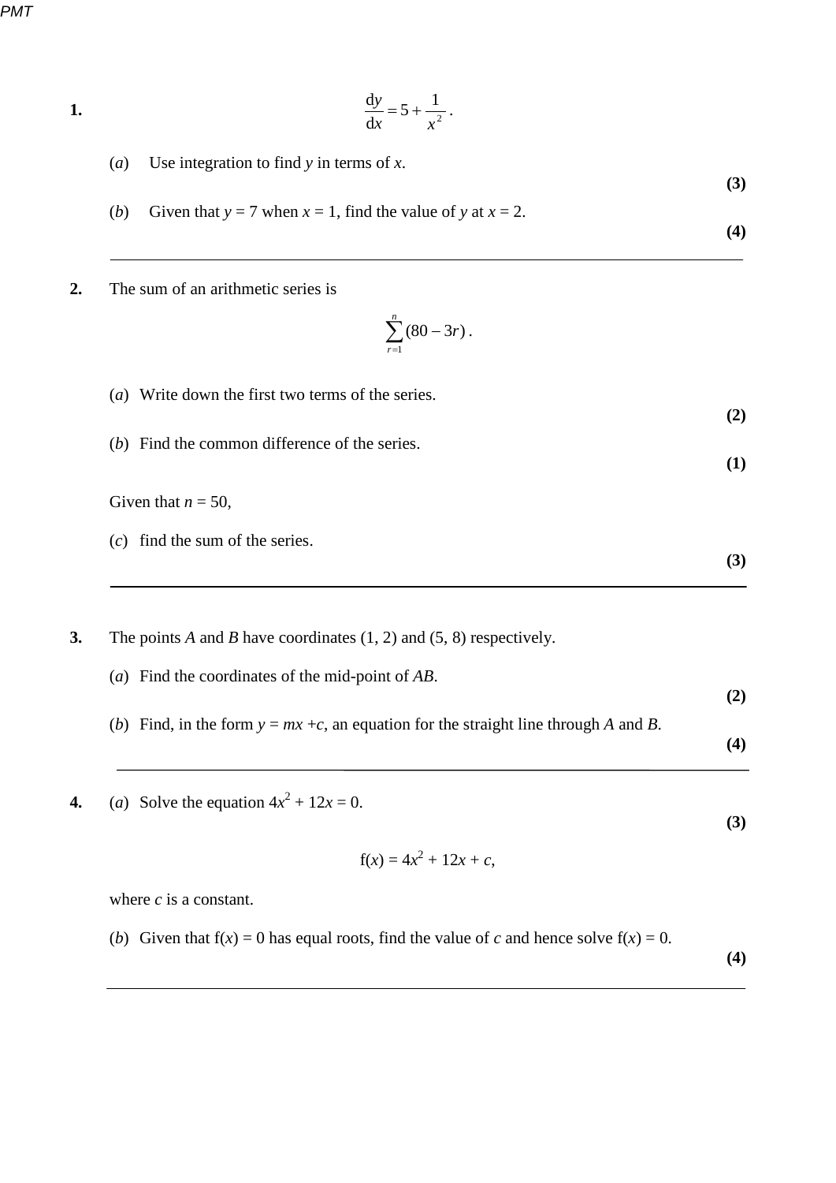**1.**

$$\frac{\mathrm{d}y}{\mathrm{d}x} = 5 + \frac{1}{x^2}.$$

(*a*) Use integration to find $y$ in terms of $x$.

**(3)**

(*b*) Given that $y = 7$ when $x = 1$, find the value of $y$ at $x = 2$.

**(4)**

---

**2.** The sum of an arithmetic series is

$$\sum_{r=1}^{n} (80 - 3r).$$

(*a*) Write down the first two terms of the series.

**(2)**

(*b*) Find the common difference of the series.

**(1)**

Given that $n = 50$,

(*c*) find the sum of the series.

**(3)**

---

**3.** The points $A$ and $B$ have coordinates (1, 2) and (5, 8) respectively.

(*a*) Find the coordinates of the mid-point of $AB$.

**(2)**

(*b*) Find, in the form $y = mx + c$, an equation for the straight line through $A$ and $B$.

**(4)**

---

**4.** (*a*) Solve the equation $4x^2 + 12x = 0$.

**(3)**

$$\mathrm{f}(x) = 4x^2 + 12x + c,$$

where $c$ is a constant.

(*b*) Given that $\mathrm{f}(x) = 0$ has equal roots, find the value of $c$ and hence solve $\mathrm{f}(x) = 0$.

**(4)**

---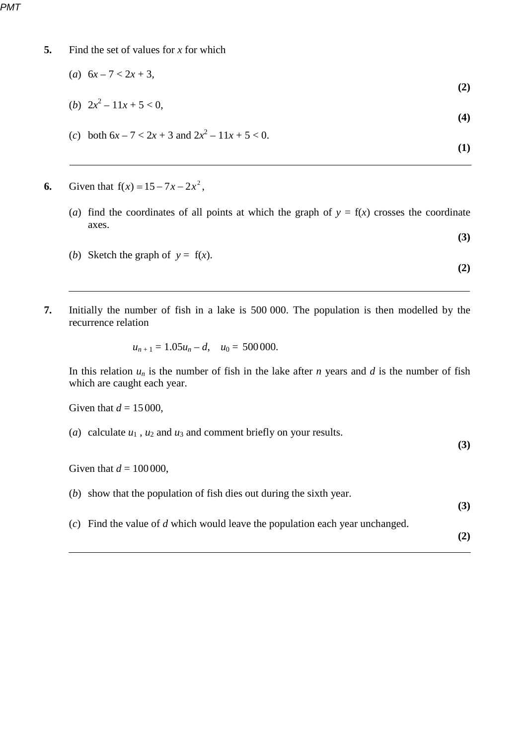**5.** Find the set of values for $x$ for which

(*a*) $6x - 7 < 2x + 3$, **(2)**

(*b*) $2x^2 - 11x + 5 < 0$, **(4)**

(*c*) both $6x - 7 < 2x + 3$ and $2x^2 - 11x + 5 < 0$. **(1)**

---

**6.** Given that $\text{f}(x) = 15 - 7x - 2x^2$,

(*a*) find the coordinates of all points at which the graph of $y = \text{f}(x)$ crosses the coordinate axes. **(3)**

(*b*) Sketch the graph of $y = \text{f}(x)$. **(2)**

---

**7.** Initially the number of fish in a lake is 500 000. The population is then modelled by the recurrence relation

$$u_{n+1} = 1.05u_n - d, \quad u_0 = 500\,000.$$

In this relation $u_n$ is the number of fish in the lake after $n$ years and $d$ is the number of fish which are caught each year.

Given that $d = 15\,000$,

(*a*) calculate $u_1$, $u_2$ and $u_3$ and comment briefly on your results. **(3)**

Given that $d = 100\,000$,

(*b*) show that the population of fish dies out during the sixth year. **(3)**

(*c*) Find the value of $d$ which would leave the population each year unchanged. **(2)**

---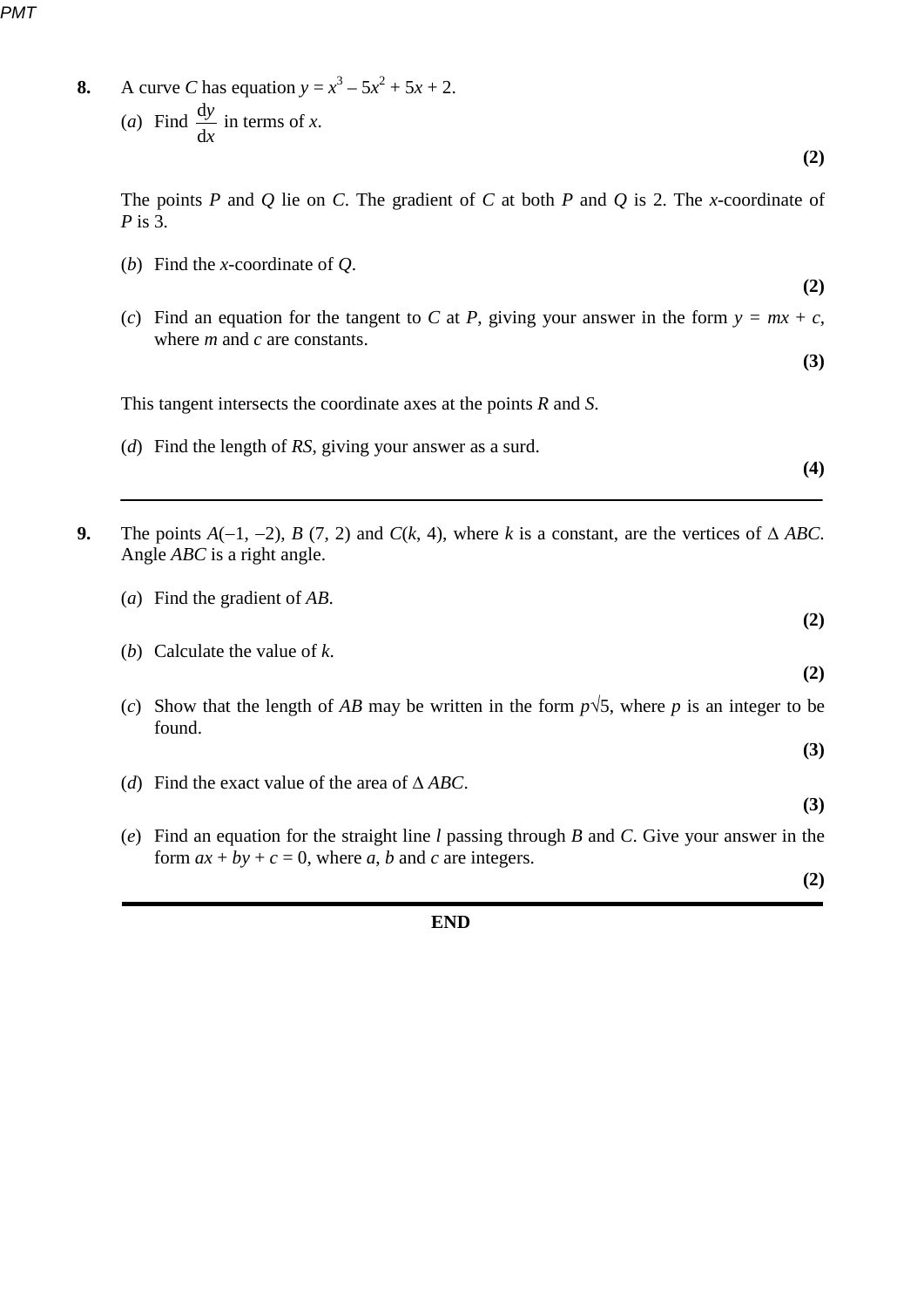**8.** A curve $C$ has equation $y = x^3 - 5x^2 + 5x + 2$.

(*a*) Find $\frac{dy}{dx}$ in terms of $x$.

**(2)**

The points $P$ and $Q$ lie on $C$. The gradient of $C$ at both $P$ and $Q$ is 2. The $x$-coordinate of $P$ is 3.

(*b*) Find the $x$-coordinate of $Q$.

**(2)**

(*c*) Find an equation for the tangent to $C$ at $P$, giving your answer in the form $y = mx + c$, where $m$ and $c$ are constants.

**(3)**

This tangent intersects the coordinate axes at the points $R$ and $S$.

(*d*) Find the length of $RS$, giving your answer as a surd.

**(4)**

---

**9.** The points $A(-1, -2)$, $B(7, 2)$ and $C(k, 4)$, where $k$ is a constant, are the vertices of $\Delta\, ABC$. Angle $ABC$ is a right angle.

(*a*) Find the gradient of $AB$.

**(2)**

(*b*) Calculate the value of $k$.

**(2)**

(*c*) Show that the length of $AB$ may be written in the form $p\sqrt{5}$, where $p$ is an integer to be found.

**(3)**

(*d*) Find the exact value of the area of $\Delta\, ABC$.

**(3)**

(*e*) Find an equation for the straight line $l$ passing through $B$ and $C$. Give your answer in the form $ax + by + c = 0$, where $a$, $b$ and $c$ are integers.

**(2)**

---

**END**